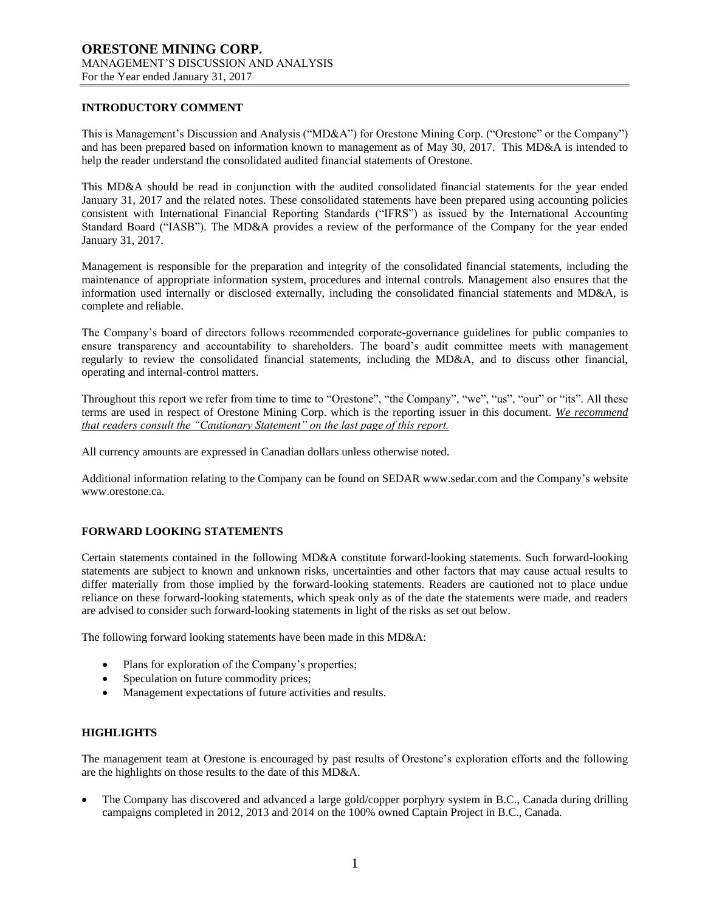# ORESTONE MINING CORP.

MANAGEMENT'S DISCUSSION AND ANALYSIS

For the Year ended January 31, 2017

## INTRODUCTORY COMMENT

This is Management's Discussion and Analysis ("MD&A") for Orestone Mining Corp. ("Orestone" or the Company") and has been prepared based on information known to management as of May 30, 2017. This MD&A is intended to help the reader understand the consolidated audited financial statements of Orestone.

This MD&A should be read in conjunction with the audited consolidated financial statements for the year ended January 31, 2017 and the related notes. These consolidated statements have been prepared using accounting policies consistent with International Financial Reporting Standards ("IFRS") as issued by the International Accounting Standard Board ("IASB"). The MD&A provides a review of the performance of the Company for the year ended January 31, 2017.

Management is responsible for the preparation and integrity of the consolidated financial statements, including the maintenance of appropriate information system, procedures and internal controls. Management also ensures that the information used internally or disclosed externally, including the consolidated financial statements and MD&A, is complete and reliable.

The Company's board of directors follows recommended corporate-governance guidelines for public companies to ensure transparency and accountability to shareholders. The board's audit committee meets with management regularly to review the consolidated financial statements, including the MD&A, and to discuss other financial, operating and internal-control matters.

Throughout this report we refer from time to time to "Orestone", "the Company", "we", "us", "our" or "its". All these terms are used in respect of Orestone Mining Corp. which is the reporting issuer in this document. *We recommend that readers consult the "Cautionary Statement" on the last page of this report.*

All currency amounts are expressed in Canadian dollars unless otherwise noted.

Additional information relating to the Company can be found on SEDAR www.sedar.com and the Company's website www.orestone.ca.

## FORWARD LOOKING STATEMENTS

Certain statements contained in the following MD&A constitute forward-looking statements. Such forward-looking statements are subject to known and unknown risks, uncertainties and other factors that may cause actual results to differ materially from those implied by the forward-looking statements. Readers are cautioned not to place undue reliance on these forward-looking statements, which speak only as of the date the statements were made, and readers are advised to consider such forward-looking statements in light of the risks as set out below.

The following forward looking statements have been made in this MD&A:

- Plans for exploration of the Company's properties;
- Speculation on future commodity prices;
- Management expectations of future activities and results.

## HIGHLIGHTS

The management team at Orestone is encouraged by past results of Orestone's exploration efforts and the following are the highlights on those results to the date of this MD&A.

- The Company has discovered and advanced a large gold/copper porphyry system in B.C., Canada during drilling campaigns completed in 2012, 2013 and 2014 on the 100% owned Captain Project in B.C., Canada.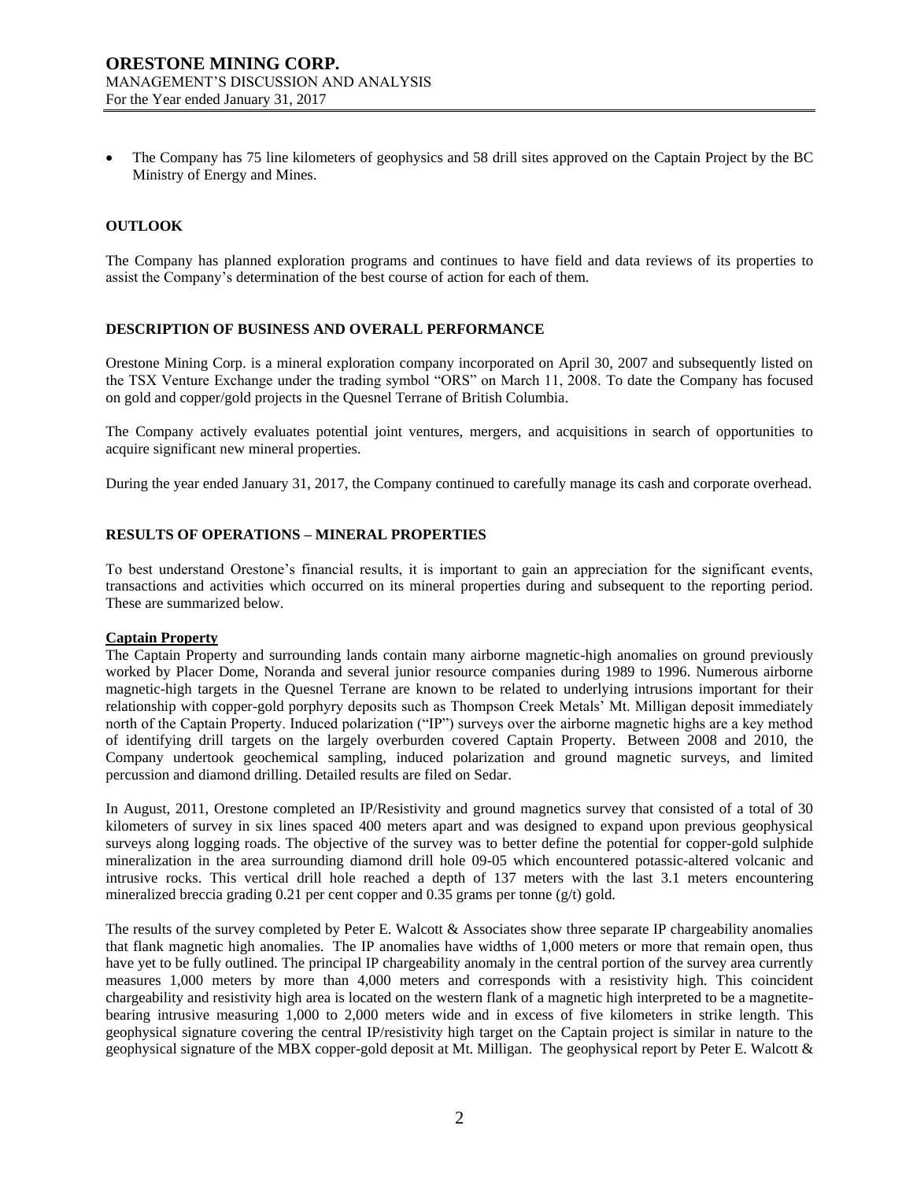- The Company has 75 line kilometers of geophysics and 58 drill sites approved on the Captain Project by the BC Ministry of Energy and Mines.

## OUTLOOK

The Company has planned exploration programs and continues to have field and data reviews of its properties to assist the Company's determination of the best course of action for each of them.

## DESCRIPTION OF BUSINESS AND OVERALL PERFORMANCE

Orestone Mining Corp. is a mineral exploration company incorporated on April 30, 2007 and subsequently listed on the TSX Venture Exchange under the trading symbol "ORS" on March 11, 2008. To date the Company has focused on gold and copper/gold projects in the Quesnel Terrane of British Columbia.

The Company actively evaluates potential joint ventures, mergers, and acquisitions in search of opportunities to acquire significant new mineral properties.

During the year ended January 31, 2017, the Company continued to carefully manage its cash and corporate overhead.

## RESULTS OF OPERATIONS – MINERAL PROPERTIES

To best understand Orestone's financial results, it is important to gain an appreciation for the significant events, transactions and activities which occurred on its mineral properties during and subsequent to the reporting period. These are summarized below.

### Captain Property

The Captain Property and surrounding lands contain many airborne magnetic-high anomalies on ground previously worked by Placer Dome, Noranda and several junior resource companies during 1989 to 1996. Numerous airborne magnetic-high targets in the Quesnel Terrane are known to be related to underlying intrusions important for their relationship with copper-gold porphyry deposits such as Thompson Creek Metals' Mt. Milligan deposit immediately north of the Captain Property. Induced polarization ("IP") surveys over the airborne magnetic highs are a key method of identifying drill targets on the largely overburden covered Captain Property. Between 2008 and 2010, the Company undertook geochemical sampling, induced polarization and ground magnetic surveys, and limited percussion and diamond drilling. Detailed results are filed on Sedar.

In August, 2011, Orestone completed an IP/Resistivity and ground magnetics survey that consisted of a total of 30 kilometers of survey in six lines spaced 400 meters apart and was designed to expand upon previous geophysical surveys along logging roads. The objective of the survey was to better define the potential for copper-gold sulphide mineralization in the area surrounding diamond drill hole 09-05 which encountered potassic-altered volcanic and intrusive rocks. This vertical drill hole reached a depth of 137 meters with the last 3.1 meters encountering mineralized breccia grading 0.21 per cent copper and 0.35 grams per tonne (g/t) gold.

The results of the survey completed by Peter E. Walcott & Associates show three separate IP chargeability anomalies that flank magnetic high anomalies. The IP anomalies have widths of 1,000 meters or more that remain open, thus have yet to be fully outlined. The principal IP chargeability anomaly in the central portion of the survey area currently measures 1,000 meters by more than 4,000 meters and corresponds with a resistivity high. This coincident chargeability and resistivity high area is located on the western flank of a magnetic high interpreted to be a magnetite-bearing intrusive measuring 1,000 to 2,000 meters wide and in excess of five kilometers in strike length. This geophysical signature covering the central IP/resistivity high target on the Captain project is similar in nature to the geophysical signature of the MBX copper-gold deposit at Mt. Milligan. The geophysical report by Peter E. Walcott &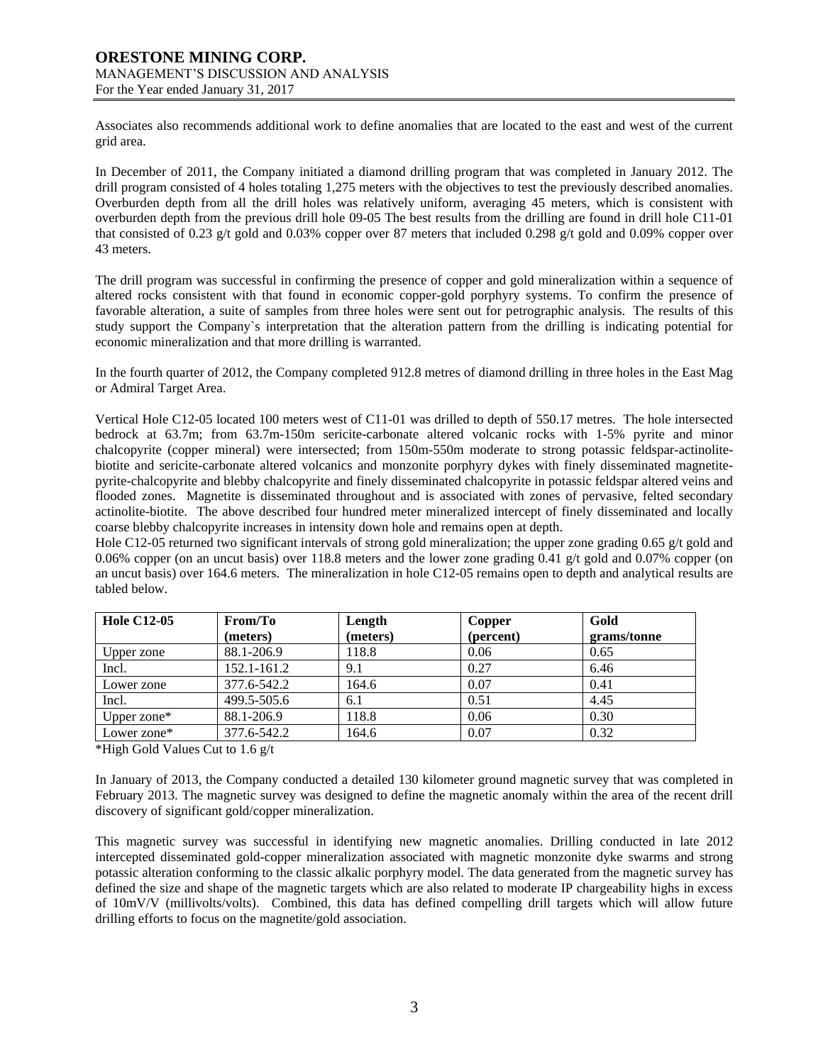Associates also recommends additional work to define anomalies that are located to the east and west of the current grid area.

In December of 2011, the Company initiated a diamond drilling program that was completed in January 2012. The drill program consisted of 4 holes totaling 1,275 meters with the objectives to test the previously described anomalies. Overburden depth from all the drill holes was relatively uniform, averaging 45 meters, which is consistent with overburden depth from the previous drill hole 09-05 The best results from the drilling are found in drill hole C11-01 that consisted of 0.23 g/t gold and 0.03% copper over 87 meters that included 0.298 g/t gold and 0.09% copper over 43 meters.

The drill program was successful in confirming the presence of copper and gold mineralization within a sequence of altered rocks consistent with that found in economic copper-gold porphyry systems. To confirm the presence of favorable alteration, a suite of samples from three holes were sent out for petrographic analysis. The results of this study support the Company`s interpretation that the alteration pattern from the drilling is indicating potential for economic mineralization and that more drilling is warranted.

In the fourth quarter of 2012, the Company completed 912.8 metres of diamond drilling in three holes in the East Mag or Admiral Target Area.

Vertical Hole C12-05 located 100 meters west of C11-01 was drilled to depth of 550.17 metres. The hole intersected bedrock at 63.7m; from 63.7m-150m sericite-carbonate altered volcanic rocks with 1-5% pyrite and minor chalcopyrite (copper mineral) were intersected; from 150m-550m moderate to strong potassic feldspar-actinolite-biotite and sericite-carbonate altered volcanics and monzonite porphyry dykes with finely disseminated magnetite-pyrite-chalcopyrite and blebby chalcopyrite and finely disseminated chalcopyrite in potassic feldspar altered veins and flooded zones. Magnetite is disseminated throughout and is associated with zones of pervasive, felted secondary actinolite-biotite. The above described four hundred meter mineralized intercept of finely disseminated and locally coarse blebby chalcopyrite increases in intensity down hole and remains open at depth.

Hole C12-05 returned two significant intervals of strong gold mineralization; the upper zone grading 0.65 g/t gold and 0.06% copper (on an uncut basis) over 118.8 meters and the lower zone grading 0.41 g/t gold and 0.07% copper (on an uncut basis) over 164.6 meters. The mineralization in hole C12-05 remains open to depth and analytical results are tabled below.

| Hole C12-05 | From/To (meters) | Length (meters) | Copper (percent) | Gold grams/tonne |
|---|---|---|---|---|
| Upper zone | 88.1-206.9 | 118.8 | 0.06 | 0.65 |
| Incl. | 152.1-161.2 | 9.1 | 0.27 | 6.46 |
| Lower zone | 377.6-542.2 | 164.6 | 0.07 | 0.41 |
| Incl. | 499.5-505.6 | 6.1 | 0.51 | 4.45 |
| Upper zone* | 88.1-206.9 | 118.8 | 0.06 | 0.30 |
| Lower zone* | 377.6-542.2 | 164.6 | 0.07 | 0.32 |

*High Gold Values Cut to 1.6 g/t

In January of 2013, the Company conducted a detailed 130 kilometer ground magnetic survey that was completed in February 2013. The magnetic survey was designed to define the magnetic anomaly within the area of the recent drill discovery of significant gold/copper mineralization.

This magnetic survey was successful in identifying new magnetic anomalies. Drilling conducted in late 2012 intercepted disseminated gold-copper mineralization associated with magnetic monzonite dyke swarms and strong potassic alteration conforming to the classic alkalic porphyry model. The data generated from the magnetic survey has defined the size and shape of the magnetic targets which are also related to moderate IP chargeability highs in excess of 10mV/V (millivolts/volts). Combined, this data has defined compelling drill targets which will allow future drilling efforts to focus on the magnetite/gold association.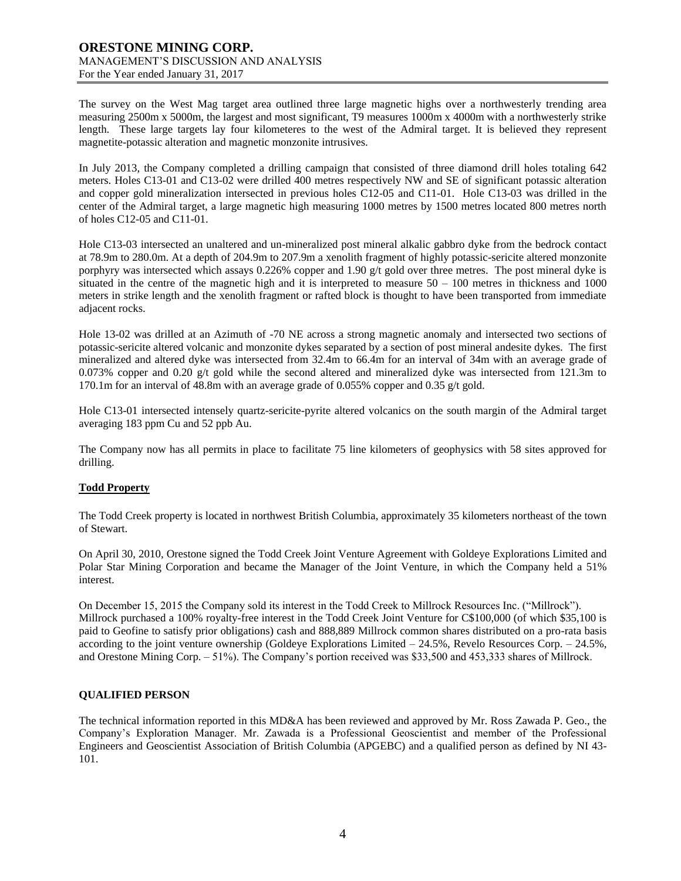The survey on the West Mag target area outlined three large magnetic highs over a northwesterly trending area measuring 2500m x 5000m, the largest and most significant, T9 measures 1000m x 4000m with a northwesterly strike length. These large targets lay four kilometeres to the west of the Admiral target. It is believed they represent magnetite-potassic alteration and magnetic monzonite intrusives.

In July 2013, the Company completed a drilling campaign that consisted of three diamond drill holes totaling 642 meters. Holes C13-01 and C13-02 were drilled 400 metres respectively NW and SE of significant potassic alteration and copper gold mineralization intersected in previous holes C12-05 and C11-01. Hole C13-03 was drilled in the center of the Admiral target, a large magnetic high measuring 1000 metres by 1500 metres located 800 metres north of holes C12-05 and C11-01.

Hole C13-03 intersected an unaltered and un-mineralized post mineral alkalic gabbro dyke from the bedrock contact at 78.9m to 280.0m. At a depth of 204.9m to 207.9m a xenolith fragment of highly potassic-sericite altered monzonite porphyry was intersected which assays 0.226% copper and 1.90 g/t gold over three metres. The post mineral dyke is situated in the centre of the magnetic high and it is interpreted to measure 50 – 100 metres in thickness and 1000 meters in strike length and the xenolith fragment or rafted block is thought to have been transported from immediate adjacent rocks.

Hole 13-02 was drilled at an Azimuth of -70 NE across a strong magnetic anomaly and intersected two sections of potassic-sericite altered volcanic and monzonite dykes separated by a section of post mineral andesite dykes. The first mineralized and altered dyke was intersected from 32.4m to 66.4m for an interval of 34m with an average grade of 0.073% copper and 0.20 g/t gold while the second altered and mineralized dyke was intersected from 121.3m to 170.1m for an interval of 48.8m with an average grade of 0.055% copper and 0.35 g/t gold.

Hole C13-01 intersected intensely quartz-sericite-pyrite altered volcanics on the south margin of the Admiral target averaging 183 ppm Cu and 52 ppb Au.

The Company now has all permits in place to facilitate 75 line kilometers of geophysics with 58 sites approved for drilling.

**Todd Property**

The Todd Creek property is located in northwest British Columbia, approximately 35 kilometers northeast of the town of Stewart.

On April 30, 2010, Orestone signed the Todd Creek Joint Venture Agreement with Goldeye Explorations Limited and Polar Star Mining Corporation and became the Manager of the Joint Venture, in which the Company held a 51% interest.

On December 15, 2015 the Company sold its interest in the Todd Creek to Millrock Resources Inc. ("Millrock"). Millrock purchased a 100% royalty-free interest in the Todd Creek Joint Venture for C$100,000 (of which $35,100 is paid to Geofine to satisfy prior obligations) cash and 888,889 Millrock common shares distributed on a pro-rata basis according to the joint venture ownership (Goldeye Explorations Limited – 24.5%, Revelo Resources Corp. – 24.5%, and Orestone Mining Corp. – 51%). The Company's portion received was $33,500 and 453,333 shares of Millrock.

## QUALIFIED PERSON

The technical information reported in this MD&A has been reviewed and approved by Mr. Ross Zawada P. Geo., the Company's Exploration Manager. Mr. Zawada is a Professional Geoscientist and member of the Professional Engineers and Geoscientist Association of British Columbia (APGEBC) and a qualified person as defined by NI 43-101.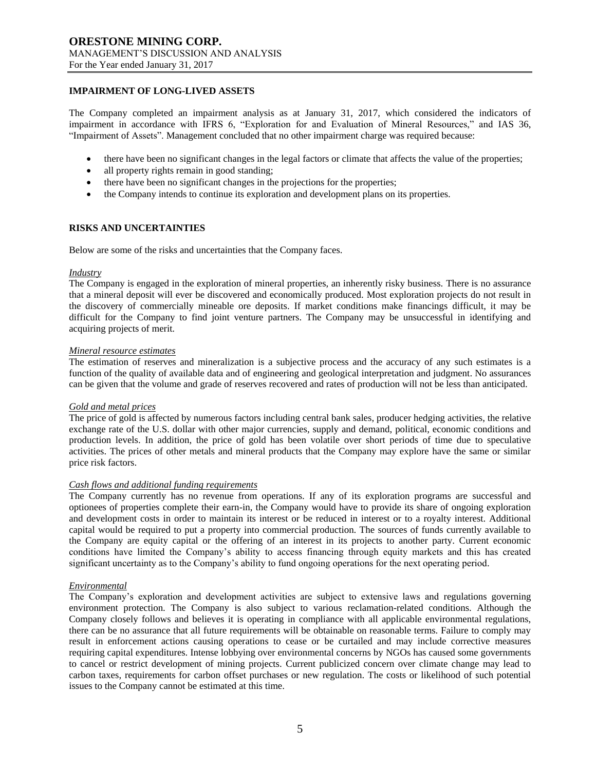## IMPAIRMENT OF LONG-LIVED ASSETS

The Company completed an impairment analysis as at January 31, 2017, which considered the indicators of impairment in accordance with IFRS 6, "Exploration for and Evaluation of Mineral Resources," and IAS 36, "Impairment of Assets". Management concluded that no other impairment charge was required because:

- there have been no significant changes in the legal factors or climate that affects the value of the properties;
- all property rights remain in good standing;
- there have been no significant changes in the projections for the properties;
- the Company intends to continue its exploration and development plans on its properties.

## RISKS AND UNCERTAINTIES

Below are some of the risks and uncertainties that the Company faces.

*Industry*

The Company is engaged in the exploration of mineral properties, an inherently risky business. There is no assurance that a mineral deposit will ever be discovered and economically produced. Most exploration projects do not result in the discovery of commercially mineable ore deposits. If market conditions make financings difficult, it may be difficult for the Company to find joint venture partners. The Company may be unsuccessful in identifying and acquiring projects of merit.

*Mineral resource estimates*

The estimation of reserves and mineralization is a subjective process and the accuracy of any such estimates is a function of the quality of available data and of engineering and geological interpretation and judgment. No assurances can be given that the volume and grade of reserves recovered and rates of production will not be less than anticipated.

*Gold and metal prices*

The price of gold is affected by numerous factors including central bank sales, producer hedging activities, the relative exchange rate of the U.S. dollar with other major currencies, supply and demand, political, economic conditions and production levels. In addition, the price of gold has been volatile over short periods of time due to speculative activities. The prices of other metals and mineral products that the Company may explore have the same or similar price risk factors.

*Cash flows and additional funding requirements*

The Company currently has no revenue from operations. If any of its exploration programs are successful and optionees of properties complete their earn-in, the Company would have to provide its share of ongoing exploration and development costs in order to maintain its interest or be reduced in interest or to a royalty interest. Additional capital would be required to put a property into commercial production. The sources of funds currently available to the Company are equity capital or the offering of an interest in its projects to another party. Current economic conditions have limited the Company's ability to access financing through equity markets and this has created significant uncertainty as to the Company's ability to fund ongoing operations for the next operating period.

*Environmental*

The Company's exploration and development activities are subject to extensive laws and regulations governing environment protection. The Company is also subject to various reclamation-related conditions. Although the Company closely follows and believes it is operating in compliance with all applicable environmental regulations, there can be no assurance that all future requirements will be obtainable on reasonable terms. Failure to comply may result in enforcement actions causing operations to cease or be curtailed and may include corrective measures requiring capital expenditures. Intense lobbying over environmental concerns by NGOs has caused some governments to cancel or restrict development of mining projects. Current publicized concern over climate change may lead to carbon taxes, requirements for carbon offset purchases or new regulation. The costs or likelihood of such potential issues to the Company cannot be estimated at this time.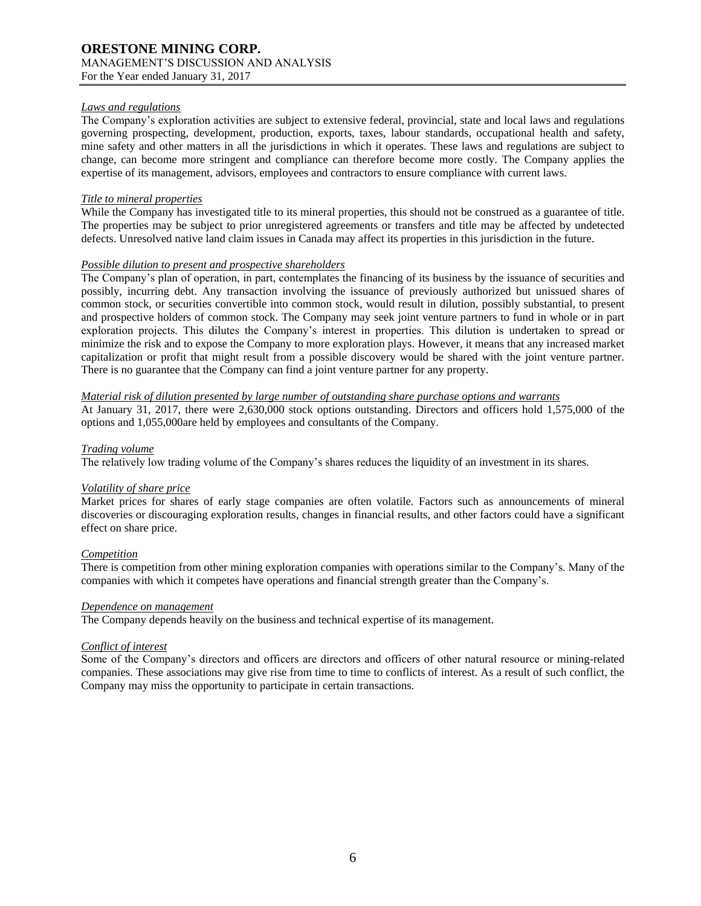*Laws and regulations*

The Company's exploration activities are subject to extensive federal, provincial, state and local laws and regulations governing prospecting, development, production, exports, taxes, labour standards, occupational health and safety, mine safety and other matters in all the jurisdictions in which it operates. These laws and regulations are subject to change, can become more stringent and compliance can therefore become more costly. The Company applies the expertise of its management, advisors, employees and contractors to ensure compliance with current laws.

*Title to mineral properties*

While the Company has investigated title to its mineral properties, this should not be construed as a guarantee of title. The properties may be subject to prior unregistered agreements or transfers and title may be affected by undetected defects. Unresolved native land claim issues in Canada may affect its properties in this jurisdiction in the future.

*Possible dilution to present and prospective shareholders*

The Company's plan of operation, in part, contemplates the financing of its business by the issuance of securities and possibly, incurring debt. Any transaction involving the issuance of previously authorized but unissued shares of common stock, or securities convertible into common stock, would result in dilution, possibly substantial, to present and prospective holders of common stock. The Company may seek joint venture partners to fund in whole or in part exploration projects. This dilutes the Company's interest in properties. This dilution is undertaken to spread or minimize the risk and to expose the Company to more exploration plays. However, it means that any increased market capitalization or profit that might result from a possible discovery would be shared with the joint venture partner. There is no guarantee that the Company can find a joint venture partner for any property.

*Material risk of dilution presented by large number of outstanding share purchase options and warrants*

At January 31, 2017, there were 2,630,000 stock options outstanding. Directors and officers hold 1,575,000 of the options and 1,055,000are held by employees and consultants of the Company.

*Trading volume*

The relatively low trading volume of the Company's shares reduces the liquidity of an investment in its shares.

*Volatility of share price*

Market prices for shares of early stage companies are often volatile. Factors such as announcements of mineral discoveries or discouraging exploration results, changes in financial results, and other factors could have a significant effect on share price.

*Competition*

There is competition from other mining exploration companies with operations similar to the Company's. Many of the companies with which it competes have operations and financial strength greater than the Company's.

*Dependence on management*

The Company depends heavily on the business and technical expertise of its management.

*Conflict of interest*

Some of the Company's directors and officers are directors and officers of other natural resource or mining-related companies. These associations may give rise from time to time to conflicts of interest. As a result of such conflict, the Company may miss the opportunity to participate in certain transactions.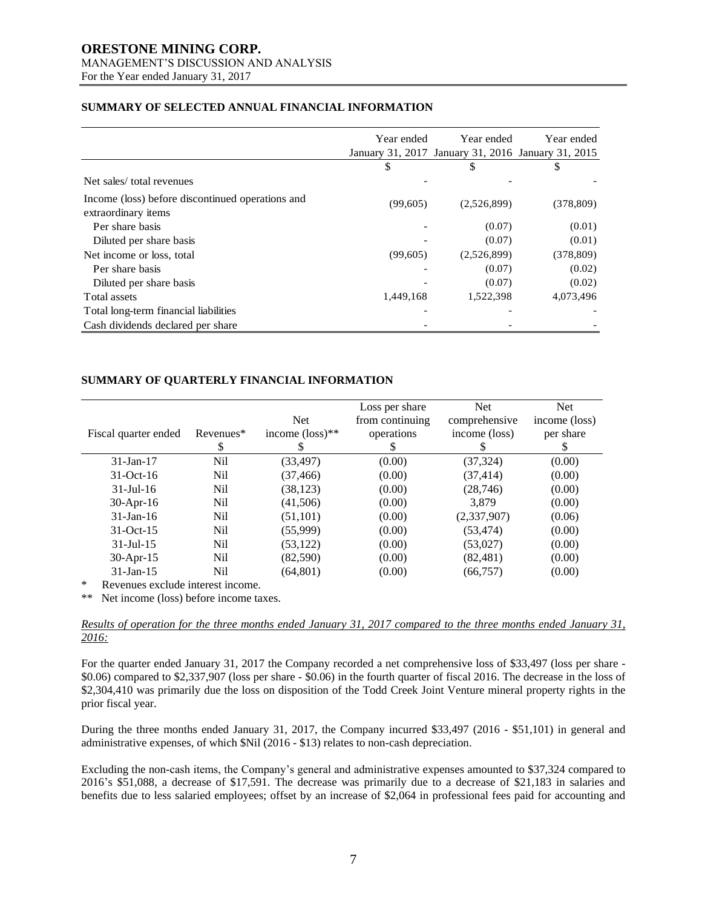## SUMMARY OF SELECTED ANNUAL FINANCIAL INFORMATION

| | Year ended January 31, 2017 | Year ended January 31, 2016 | Year ended January 31, 2015 |
|---|---|---|---|
| | $ | $ | $ |
| Net sales/ total revenues | - | - | - |
| Income (loss) before discontinued operations and extraordinary items | (99,605) | (2,526,899) | (378,809) |
| Per share basis | - | (0.07) | (0.01) |
| Diluted per share basis | - | (0.07) | (0.01) |
| Net income or loss, total | (99,605) | (2,526,899) | (378,809) |
| Per share basis | - | (0.07) | (0.02) |
| Diluted per share basis | - | (0.07) | (0.02) |
| Total assets | 1,449,168 | 1,522,398 | 4,073,496 |
| Total long-term financial liabilities | - | - | - |
| Cash dividends declared per share | - | - | - |

## SUMMARY OF QUARTERLY FINANCIAL INFORMATION

| Fiscal quarter ended | Revenues* | Net income (loss)** | Loss per share from continuing operations | Net comprehensive income (loss) | Net income (loss) per share |
|---|---|---|---|---|---|
| | $ | $ | $ | $ | $ |
| 31-Jan-17 | Nil | (33,497) | (0.00) | (37,324) | (0.00) |
| 31-Oct-16 | Nil | (37,466) | (0.00) | (37,414) | (0.00) |
| 31-Jul-16 | Nil | (38,123) | (0.00) | (28,746) | (0.00) |
| 30-Apr-16 | Nil | (41,506) | (0.00) | 3,879 | (0.00) |
| 31-Jan-16 | Nil | (51,101) | (0.00) | (2,337,907) | (0.06) |
| 31-Oct-15 | Nil | (55,999) | (0.00) | (53,474) | (0.00) |
| 31-Jul-15 | Nil | (53,122) | (0.00) | (53,027) | (0.00) |
| 30-Apr-15 | Nil | (82,590) | (0.00) | (82,481) | (0.00) |
| 31-Jan-15 | Nil | (64,801) | (0.00) | (66,757) | (0.00) |

\* Revenues exclude interest income.

** Net income (loss) before income taxes.

*Results of operation for the three months ended January 31, 2017 compared to the three months ended January 31, 2016:*

For the quarter ended January 31, 2017 the Company recorded a net comprehensive loss of $33,497 (loss per share - $0.06) compared to $2,337,907 (loss per share - $0.06) in the fourth quarter of fiscal 2016. The decrease in the loss of $2,304,410 was primarily due the loss on disposition of the Todd Creek Joint Venture mineral property rights in the prior fiscal year.

During the three months ended January 31, 2017, the Company incurred $33,497 (2016 - $51,101) in general and administrative expenses, of which $Nil (2016 - $13) relates to non-cash depreciation.

Excluding the non-cash items, the Company's general and administrative expenses amounted to $37,324 compared to 2016's $51,088, a decrease of $17,591. The decrease was primarily due to a decrease of $21,183 in salaries and benefits due to less salaried employees; offset by an increase of $2,064 in professional fees paid for accounting and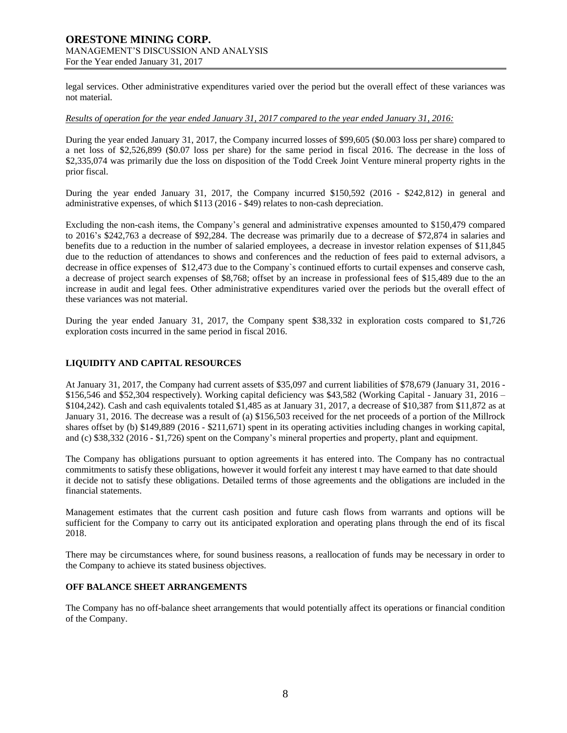legal services. Other administrative expenditures varied over the period but the overall effect of these variances was not material.

*Results of operation for the year ended January 31, 2017 compared to the year ended January 31, 2016:*

During the year ended January 31, 2017, the Company incurred losses of $99,605 ($0.003 loss per share) compared to a net loss of $2,526,899 ($0.07 loss per share) for the same period in fiscal 2016. The decrease in the loss of $2,335,074 was primarily due the loss on disposition of the Todd Creek Joint Venture mineral property rights in the prior fiscal.

During the year ended January 31, 2017, the Company incurred $150,592 (2016 - $242,812) in general and administrative expenses, of which $113 (2016 - $49) relates to non-cash depreciation.

Excluding the non-cash items, the Company's general and administrative expenses amounted to $150,479 compared to 2016's $242,763 a decrease of $92,284. The decrease was primarily due to a decrease of $72,874 in salaries and benefits due to a reduction in the number of salaried employees, a decrease in investor relation expenses of $11,845 due to the reduction of attendances to shows and conferences and the reduction of fees paid to external advisors, a decrease in office expenses of $12,473 due to the Company`s continued efforts to curtail expenses and conserve cash, a decrease of project search expenses of $8,768; offset by an increase in professional fees of $15,489 due to the an increase in audit and legal fees. Other administrative expenditures varied over the periods but the overall effect of these variances was not material.

During the year ended January 31, 2017, the Company spent $38,332 in exploration costs compared to $1,726 exploration costs incurred in the same period in fiscal 2016.

## LIQUIDITY AND CAPITAL RESOURCES

At January 31, 2017, the Company had current assets of $35,097 and current liabilities of $78,679 (January 31, 2016 - $156,546 and $52,304 respectively). Working capital deficiency was $43,582 (Working Capital - January 31, 2016 – $104,242). Cash and cash equivalents totaled $1,485 as at January 31, 2017, a decrease of $10,387 from $11,872 as at January 31, 2016. The decrease was a result of (a) $156,503 received for the net proceeds of a portion of the Millrock shares offset by (b) $149,889 (2016 - $211,671) spent in its operating activities including changes in working capital, and (c) $38,332 (2016 - $1,726) spent on the Company's mineral properties and property, plant and equipment.

The Company has obligations pursuant to option agreements it has entered into. The Company has no contractual commitments to satisfy these obligations, however it would forfeit any interest t may have earned to that date should it decide not to satisfy these obligations. Detailed terms of those agreements and the obligations are included in the financial statements.

Management estimates that the current cash position and future cash flows from warrants and options will be sufficient for the Company to carry out its anticipated exploration and operating plans through the end of its fiscal 2018.

There may be circumstances where, for sound business reasons, a reallocation of funds may be necessary in order to the Company to achieve its stated business objectives.

## OFF BALANCE SHEET ARRANGEMENTS

The Company has no off-balance sheet arrangements that would potentially affect its operations or financial condition of the Company.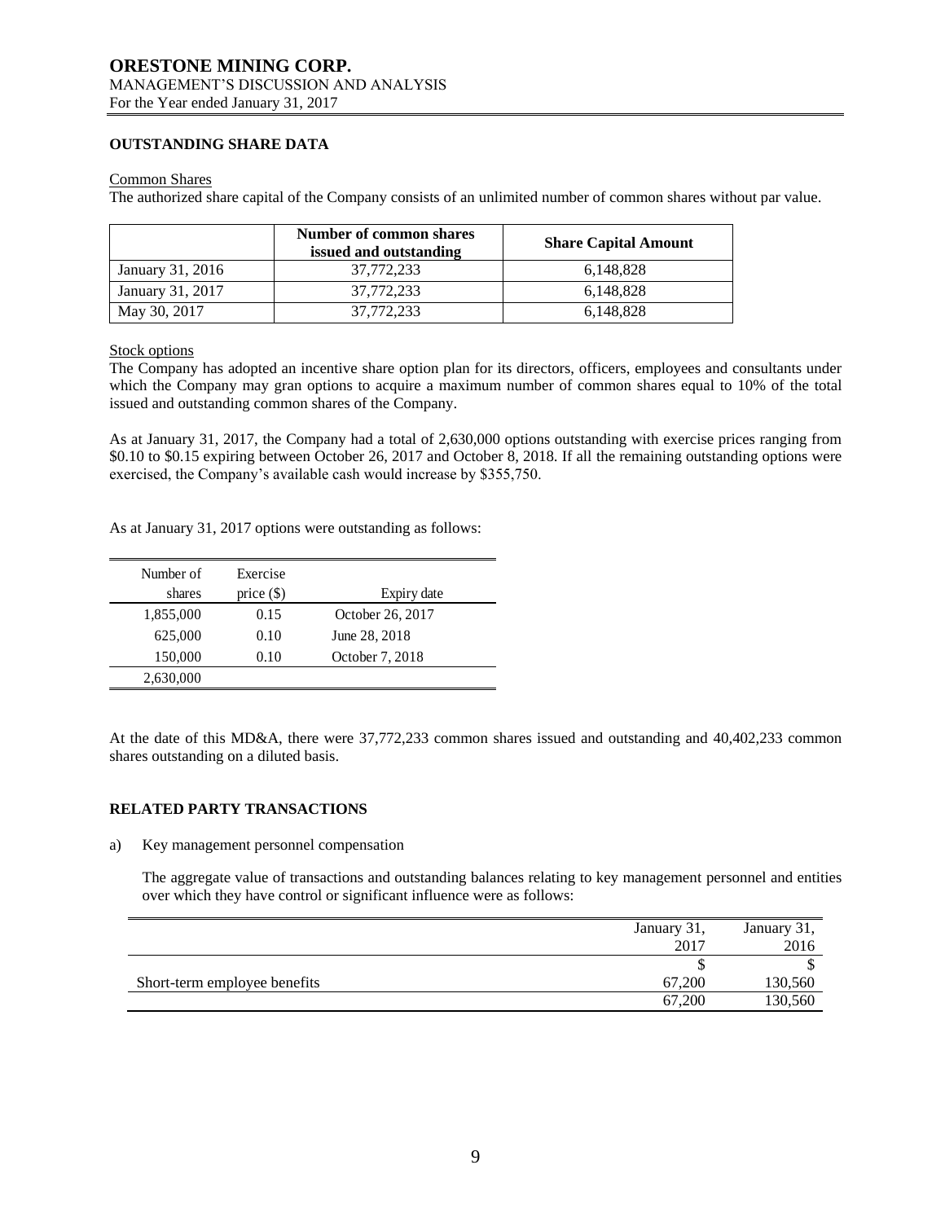## OUTSTANDING SHARE DATA

Common Shares

The authorized share capital of the Company consists of an unlimited number of common shares without par value.

| | Number of common shares issued and outstanding | Share Capital Amount |
|---|---|---|
| January 31, 2016 | 37,772,233 | 6,148,828 |
| January 31, 2017 | 37,772,233 | 6,148,828 |
| May 30, 2017 | 37,772,233 | 6,148,828 |

Stock options

The Company has adopted an incentive share option plan for its directors, officers, employees and consultants under which the Company may gran options to acquire a maximum number of common shares equal to 10% of the total issued and outstanding common shares of the Company.

As at January 31, 2017, the Company had a total of 2,630,000 options outstanding with exercise prices ranging from $0.10 to $0.15 expiring between October 26, 2017 and October 8, 2018. If all the remaining outstanding options were exercised, the Company's available cash would increase by $355,750.

As at January 31, 2017 options were outstanding as follows:

| Number of shares | Exercise price ($) | Expiry date |
|---|---|---|
| 1,855,000 | 0.15 | October 26, 2017 |
| 625,000 | 0.10 | June 28, 2018 |
| 150,000 | 0.10 | October 7, 2018 |
| 2,630,000 | | |

At the date of this MD&A, there were 37,772,233 common shares issued and outstanding and 40,402,233 common shares outstanding on a diluted basis.

## RELATED PARTY TRANSACTIONS

a) Key management personnel compensation

The aggregate value of transactions and outstanding balances relating to key management personnel and entities over which they have control or significant influence were as follows:

| | January 31, 2017 | January 31, 2016 |
|---|---|---|
| | $ | $ |
| Short-term employee benefits | 67,200 | 130,560 |
| | 67,200 | 130,560 |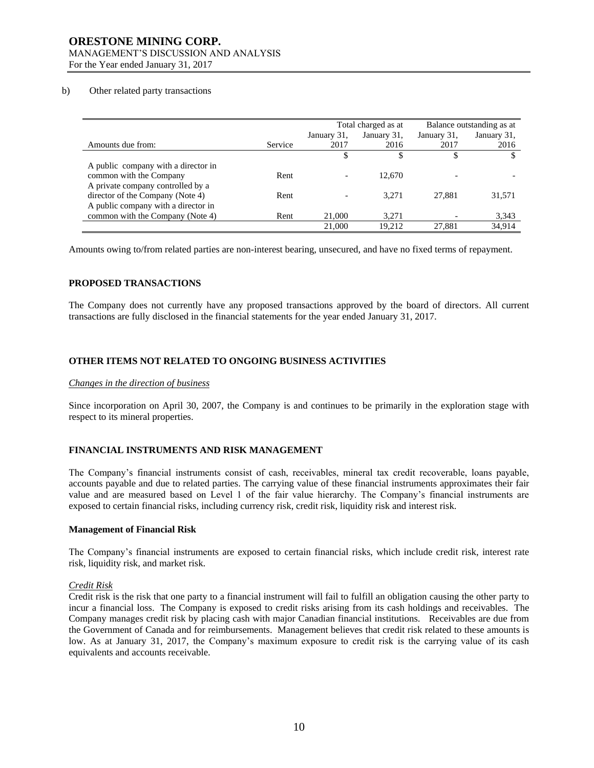b) Other related party transactions

| Amounts due from: | Service | Total charged as at January 31, 2017 | Total charged as at January 31, 2016 | Balance outstanding as at January 31, 2017 | Balance outstanding as at January 31, 2016 |
|---|---|---|---|---|---|
| | | $ | $ | $ | $ |
| A public company with a director in common with the Company | Rent | - | 12,670 | - | - |
| A private company controlled by a director of the Company (Note 4) | Rent | - | 3,271 | 27,881 | 31,571 |
| A public company with a director in common with the Company (Note 4) | Rent | 21,000 | 3,271 | - | 3,343 |
| | | 21,000 | 19,212 | 27,881 | 34,914 |

Amounts owing to/from related parties are non-interest bearing, unsecured, and have no fixed terms of repayment.

## PROPOSED TRANSACTIONS

The Company does not currently have any proposed transactions approved by the board of directors. All current transactions are fully disclosed in the financial statements for the year ended January 31, 2017.

## OTHER ITEMS NOT RELATED TO ONGOING BUSINESS ACTIVITIES

*Changes in the direction of business*

Since incorporation on April 30, 2007, the Company is and continues to be primarily in the exploration stage with respect to its mineral properties.

## FINANCIAL INSTRUMENTS AND RISK MANAGEMENT

The Company's financial instruments consist of cash, receivables, mineral tax credit recoverable, loans payable, accounts payable and due to related parties. The carrying value of these financial instruments approximates their fair value and are measured based on Level 1 of the fair value hierarchy. The Company's financial instruments are exposed to certain financial risks, including currency risk, credit risk, liquidity risk and interest risk.

### Management of Financial Risk

The Company's financial instruments are exposed to certain financial risks, which include credit risk, interest rate risk, liquidity risk, and market risk.

*Credit Risk*

Credit risk is the risk that one party to a financial instrument will fail to fulfill an obligation causing the other party to incur a financial loss. The Company is exposed to credit risks arising from its cash holdings and receivables. The Company manages credit risk by placing cash with major Canadian financial institutions. Receivables are due from the Government of Canada and for reimbursements. Management believes that credit risk related to these amounts is low. As at January 31, 2017, the Company's maximum exposure to credit risk is the carrying value of its cash equivalents and accounts receivable.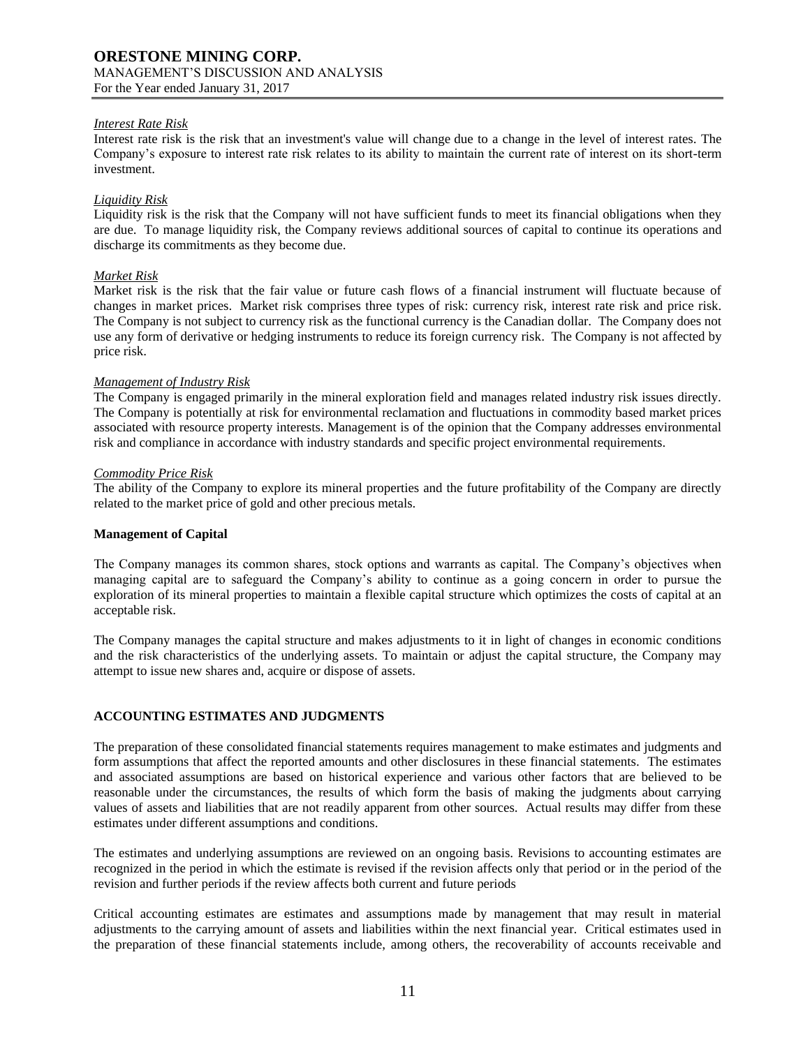*Interest Rate Risk*
Interest rate risk is the risk that an investment's value will change due to a change in the level of interest rates. The Company's exposure to interest rate risk relates to its ability to maintain the current rate of interest on its short-term investment.

*Liquidity Risk*
Liquidity risk is the risk that the Company will not have sufficient funds to meet its financial obligations when they are due. To manage liquidity risk, the Company reviews additional sources of capital to continue its operations and discharge its commitments as they become due.

*Market Risk*
Market risk is the risk that the fair value or future cash flows of a financial instrument will fluctuate because of changes in market prices. Market risk comprises three types of risk: currency risk, interest rate risk and price risk. The Company is not subject to currency risk as the functional currency is the Canadian dollar. The Company does not use any form of derivative or hedging instruments to reduce its foreign currency risk. The Company is not affected by price risk.

*Management of Industry Risk*
The Company is engaged primarily in the mineral exploration field and manages related industry risk issues directly. The Company is potentially at risk for environmental reclamation and fluctuations in commodity based market prices associated with resource property interests. Management is of the opinion that the Company addresses environmental risk and compliance in accordance with industry standards and specific project environmental requirements.

*Commodity Price Risk*
The ability of the Company to explore its mineral properties and the future profitability of the Company are directly related to the market price of gold and other precious metals.

**Management of Capital**

The Company manages its common shares, stock options and warrants as capital. The Company's objectives when managing capital are to safeguard the Company's ability to continue as a going concern in order to pursue the exploration of its mineral properties to maintain a flexible capital structure which optimizes the costs of capital at an acceptable risk.

The Company manages the capital structure and makes adjustments to it in light of changes in economic conditions and the risk characteristics of the underlying assets. To maintain or adjust the capital structure, the Company may attempt to issue new shares and, acquire or dispose of assets.

## ACCOUNTING ESTIMATES AND JUDGMENTS

The preparation of these consolidated financial statements requires management to make estimates and judgments and form assumptions that affect the reported amounts and other disclosures in these financial statements. The estimates and associated assumptions are based on historical experience and various other factors that are believed to be reasonable under the circumstances, the results of which form the basis of making the judgments about carrying values of assets and liabilities that are not readily apparent from other sources. Actual results may differ from these estimates under different assumptions and conditions.

The estimates and underlying assumptions are reviewed on an ongoing basis. Revisions to accounting estimates are recognized in the period in which the estimate is revised if the revision affects only that period or in the period of the revision and further periods if the review affects both current and future periods

Critical accounting estimates are estimates and assumptions made by management that may result in material adjustments to the carrying amount of assets and liabilities within the next financial year. Critical estimates used in the preparation of these financial statements include, among others, the recoverability of accounts receivable and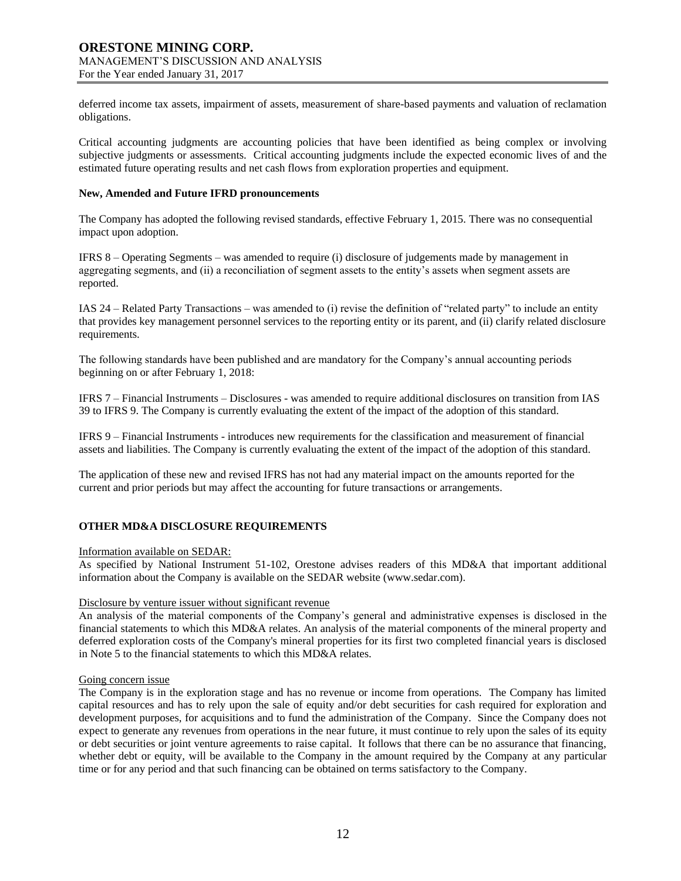deferred income tax assets, impairment of assets, measurement of share-based payments and valuation of reclamation obligations.

Critical accounting judgments are accounting policies that have been identified as being complex or involving subjective judgments or assessments. Critical accounting judgments include the expected economic lives of and the estimated future operating results and net cash flows from exploration properties and equipment.

**New, Amended and Future IFRD pronouncements**

The Company has adopted the following revised standards, effective February 1, 2015. There was no consequential impact upon adoption.

IFRS 8 – Operating Segments – was amended to require (i) disclosure of judgements made by management in aggregating segments, and (ii) a reconciliation of segment assets to the entity's assets when segment assets are reported.

IAS 24 – Related Party Transactions – was amended to (i) revise the definition of "related party" to include an entity that provides key management personnel services to the reporting entity or its parent, and (ii) clarify related disclosure requirements.

The following standards have been published and are mandatory for the Company's annual accounting periods beginning on or after February 1, 2018:

IFRS 7 – Financial Instruments – Disclosures - was amended to require additional disclosures on transition from IAS 39 to IFRS 9. The Company is currently evaluating the extent of the impact of the adoption of this standard.

IFRS 9 – Financial Instruments - introduces new requirements for the classification and measurement of financial assets and liabilities. The Company is currently evaluating the extent of the impact of the adoption of this standard.

The application of these new and revised IFRS has not had any material impact on the amounts reported for the current and prior periods but may affect the accounting for future transactions or arrangements.

## OTHER MD&A DISCLOSURE REQUIREMENTS

Information available on SEDAR:

As specified by National Instrument 51-102, Orestone advises readers of this MD&A that important additional information about the Company is available on the SEDAR website (www.sedar.com).

Disclosure by venture issuer without significant revenue

An analysis of the material components of the Company's general and administrative expenses is disclosed in the financial statements to which this MD&A relates. An analysis of the material components of the mineral property and deferred exploration costs of the Company's mineral properties for its first two completed financial years is disclosed in Note 5 to the financial statements to which this MD&A relates.

Going concern issue

The Company is in the exploration stage and has no revenue or income from operations. The Company has limited capital resources and has to rely upon the sale of equity and/or debt securities for cash required for exploration and development purposes, for acquisitions and to fund the administration of the Company. Since the Company does not expect to generate any revenues from operations in the near future, it must continue to rely upon the sales of its equity or debt securities or joint venture agreements to raise capital. It follows that there can be no assurance that financing, whether debt or equity, will be available to the Company in the amount required by the Company at any particular time or for any period and that such financing can be obtained on terms satisfactory to the Company.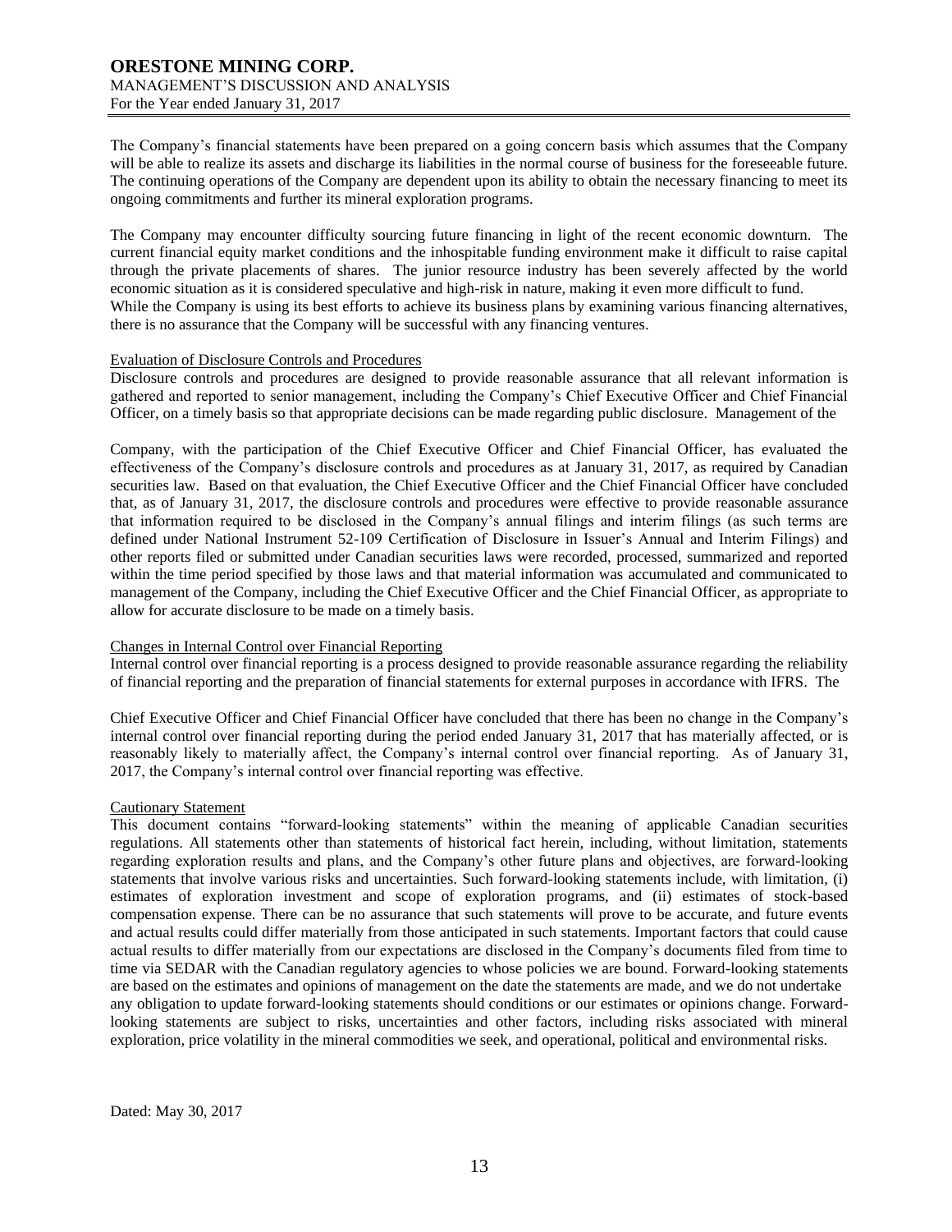The Company's financial statements have been prepared on a going concern basis which assumes that the Company will be able to realize its assets and discharge its liabilities in the normal course of business for the foreseeable future. The continuing operations of the Company are dependent upon its ability to obtain the necessary financing to meet its ongoing commitments and further its mineral exploration programs.

The Company may encounter difficulty sourcing future financing in light of the recent economic downturn. The current financial equity market conditions and the inhospitable funding environment make it difficult to raise capital through the private placements of shares. The junior resource industry has been severely affected by the world economic situation as it is considered speculative and high-risk in nature, making it even more difficult to fund. While the Company is using its best efforts to achieve its business plans by examining various financing alternatives, there is no assurance that the Company will be successful with any financing ventures.

## Evaluation of Disclosure Controls and Procedures

Disclosure controls and procedures are designed to provide reasonable assurance that all relevant information is gathered and reported to senior management, including the Company's Chief Executive Officer and Chief Financial Officer, on a timely basis so that appropriate decisions can be made regarding public disclosure. Management of the Company, with the participation of the Chief Executive Officer and Chief Financial Officer, has evaluated the effectiveness of the Company's disclosure controls and procedures as at January 31, 2017, as required by Canadian securities law. Based on that evaluation, the Chief Executive Officer and the Chief Financial Officer have concluded that, as of January 31, 2017, the disclosure controls and procedures were effective to provide reasonable assurance that information required to be disclosed in the Company's annual filings and interim filings (as such terms are defined under National Instrument 52-109 Certification of Disclosure in Issuer's Annual and Interim Filings) and other reports filed or submitted under Canadian securities laws were recorded, processed, summarized and reported within the time period specified by those laws and that material information was accumulated and communicated to management of the Company, including the Chief Executive Officer and the Chief Financial Officer, as appropriate to allow for accurate disclosure to be made on a timely basis.

## Changes in Internal Control over Financial Reporting

Internal control over financial reporting is a process designed to provide reasonable assurance regarding the reliability of financial reporting and the preparation of financial statements for external purposes in accordance with IFRS. The Chief Executive Officer and Chief Financial Officer have concluded that there has been no change in the Company's internal control over financial reporting during the period ended January 31, 2017 that has materially affected, or is reasonably likely to materially affect, the Company's internal control over financial reporting. As of January 31, 2017, the Company's internal control over financial reporting was effective.

## Cautionary Statement

This document contains "forward-looking statements" within the meaning of applicable Canadian securities regulations. All statements other than statements of historical fact herein, including, without limitation, statements regarding exploration results and plans, and the Company's other future plans and objectives, are forward-looking statements that involve various risks and uncertainties. Such forward-looking statements include, with limitation, (i) estimates of exploration investment and scope of exploration programs, and (ii) estimates of stock-based compensation expense. There can be no assurance that such statements will prove to be accurate, and future events and actual results could differ materially from those anticipated in such statements. Important factors that could cause actual results to differ materially from our expectations are disclosed in the Company's documents filed from time to time via SEDAR with the Canadian regulatory agencies to whose policies we are bound. Forward-looking statements are based on the estimates and opinions of management on the date the statements are made, and we do not undertake any obligation to update forward-looking statements should conditions or our estimates or opinions change. Forward-looking statements are subject to risks, uncertainties and other factors, including risks associated with mineral exploration, price volatility in the mineral commodities we seek, and operational, political and environmental risks.

Dated: May 30, 2017